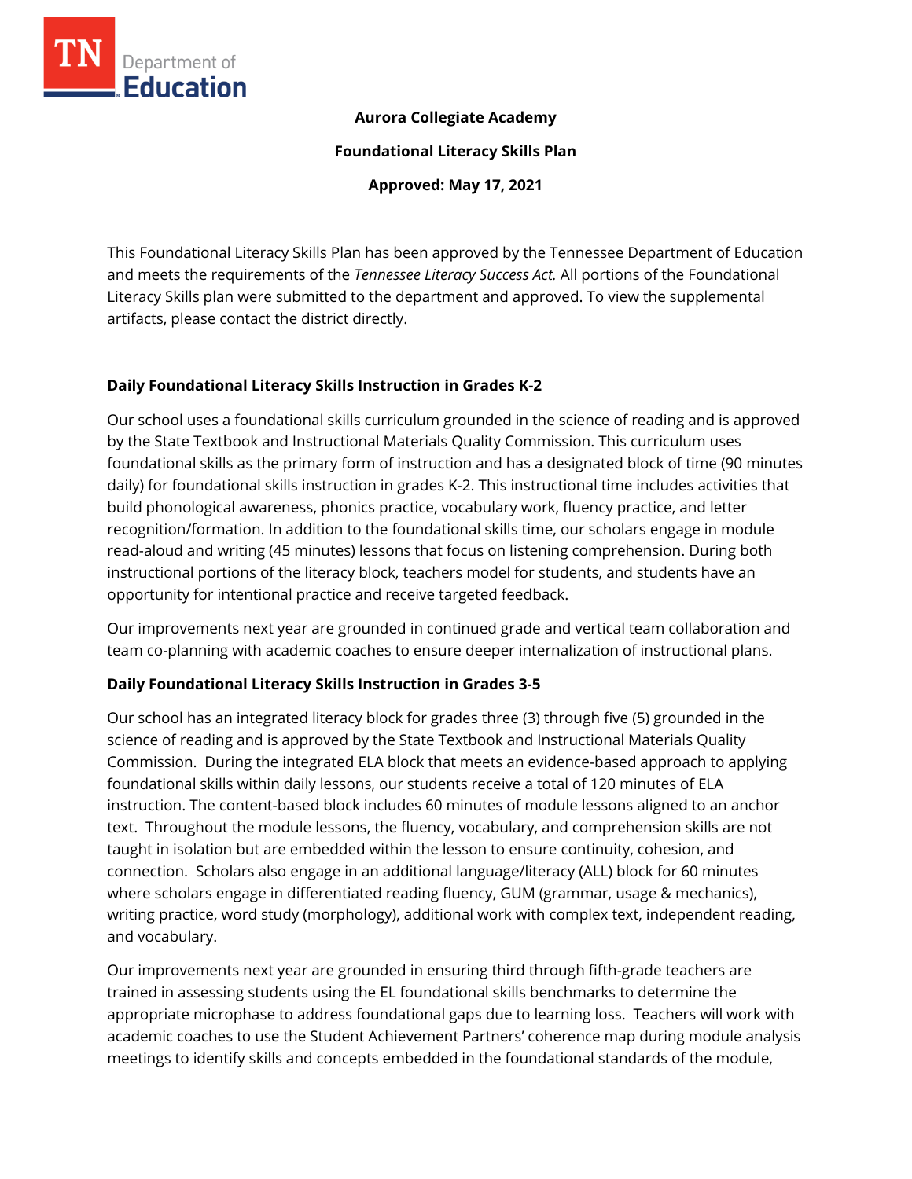**Aurora Collegiate Academy**

**Foundational Literacy Skills Plan**

**Approved: May 17, 2021**

This Foundational Literacy Skills Plan has been approved by the Tennessee Department of Education and meets the requirements of the *Tennessee Literacy Success Act.* All portions of the Foundational Literacy Skills plan were submitted to the department and approved. To view the supplemental artifacts, please contact the district directly.

## Daily Foundational Literacy Skills Instruction in Grades K-2

Our school uses a foundational skills curriculum grounded in the science of reading and is approved by the State Textbook and Instructional Materials Quality Commission. This curriculum uses foundational skills as the primary form of instruction and has a designated block of time (90 minutes daily) for foundational skills instruction in grades K-2. This instructional time includes activities that build phonological awareness, phonics practice, vocabulary work, fluency practice, and letter recognition/formation. In addition to the foundational skills time, our scholars engage in module read-aloud and writing (45 minutes) lessons that focus on listening comprehension. During both instructional portions of the literacy block, teachers model for students, and students have an opportunity for intentional practice and receive targeted feedback.

Our improvements next year are grounded in continued grade and vertical team collaboration and team co-planning with academic coaches to ensure deeper internalization of instructional plans.

## Daily Foundational Literacy Skills Instruction in Grades 3-5

Our school has an integrated literacy block for grades three (3) through five (5) grounded in the science of reading and is approved by the State Textbook and Instructional Materials Quality Commission. During the integrated ELA block that meets an evidence-based approach to applying foundational skills within daily lessons, our students receive a total of 120 minutes of ELA instruction. The content-based block includes 60 minutes of module lessons aligned to an anchor text. Throughout the module lessons, the fluency, vocabulary, and comprehension skills are not taught in isolation but are embedded within the lesson to ensure continuity, cohesion, and connection. Scholars also engage in an additional language/literacy (ALL) block for 60 minutes where scholars engage in differentiated reading fluency, GUM (grammar, usage & mechanics), writing practice, word study (morphology), additional work with complex text, independent reading, and vocabulary.

Our improvements next year are grounded in ensuring third through fifth-grade teachers are trained in assessing students using the EL foundational skills benchmarks to determine the appropriate microphase to address foundational gaps due to learning loss. Teachers will work with academic coaches to use the Student Achievement Partners' coherence map during module analysis meetings to identify skills and concepts embedded in the foundational standards of the module,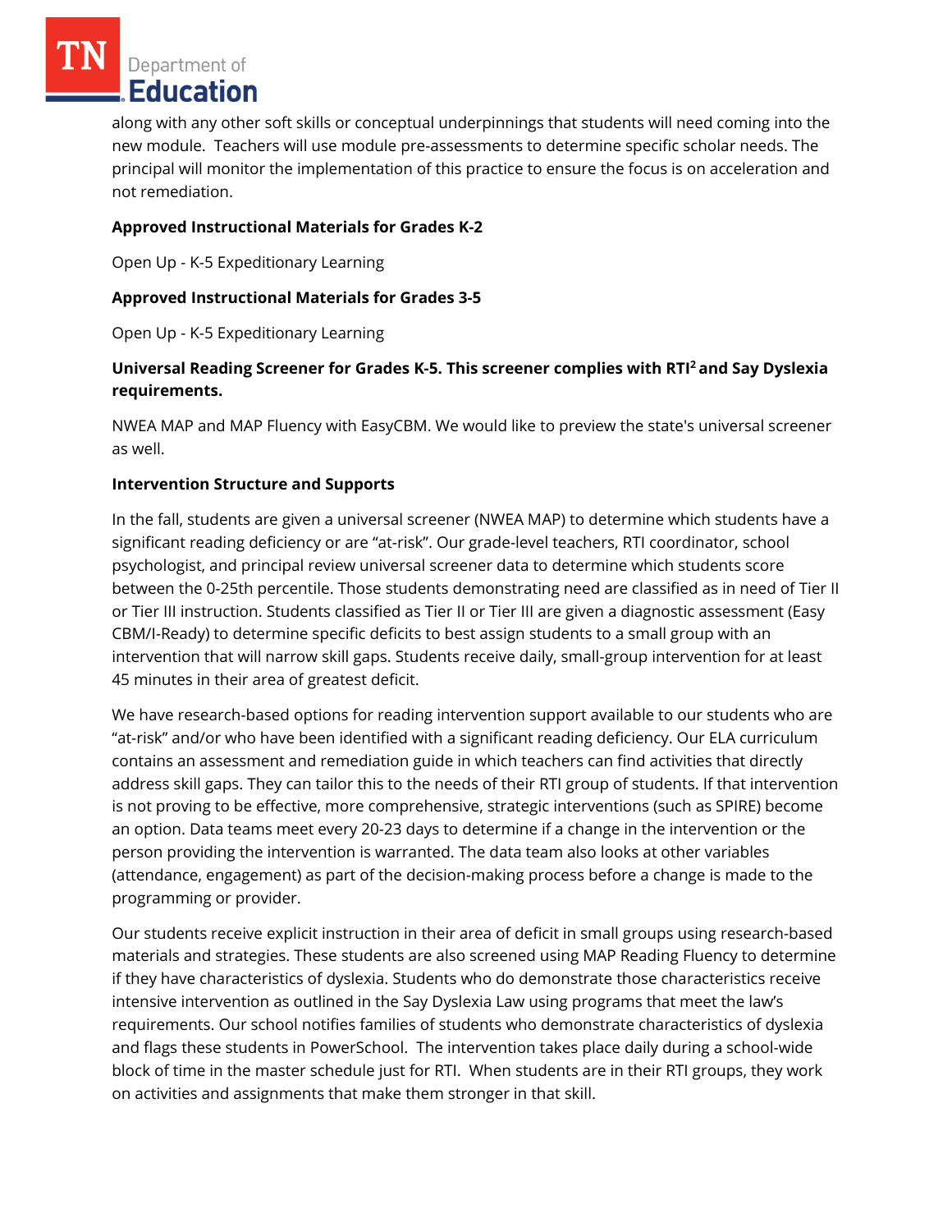along with any other soft skills or conceptual underpinnings that students will need coming into the new module.  Teachers will use module pre-assessments to determine specific scholar needs. The principal will monitor the implementation of this practice to ensure the focus is on acceleration and not remediation.

**Approved Instructional Materials for Grades K-2**

Open Up - K-5 Expeditionary Learning

**Approved Instructional Materials for Grades 3-5**

Open Up - K-5 Expeditionary Learning

**Universal Reading Screener for Grades K-5. This screener complies with RTI$^2$ and Say Dyslexia requirements.**

NWEA MAP and MAP Fluency with EasyCBM. We would like to preview the state's universal screener as well.

**Intervention Structure and Supports**

In the fall, students are given a universal screener (NWEA MAP) to determine which students have a significant reading deficiency or are "at-risk". Our grade-level teachers, RTI coordinator, school psychologist, and principal review universal screener data to determine which students score between the 0-25th percentile. Those students demonstrating need are classified as in need of Tier II or Tier III instruction. Students classified as Tier II or Tier III are given a diagnostic assessment (Easy CBM/I-Ready) to determine specific deficits to best assign students to a small group with an intervention that will narrow skill gaps. Students receive daily, small-group intervention for at least 45 minutes in their area of greatest deficit.

We have research-based options for reading intervention support available to our students who are "at-risk" and/or who have been identified with a significant reading deficiency. Our ELA curriculum contains an assessment and remediation guide in which teachers can find activities that directly address skill gaps. They can tailor this to the needs of their RTI group of students. If that intervention is not proving to be effective, more comprehensive, strategic interventions (such as SPIRE) become an option. Data teams meet every 20-23 days to determine if a change in the intervention or the person providing the intervention is warranted. The data team also looks at other variables (attendance, engagement) as part of the decision-making process before a change is made to the programming or provider.

Our students receive explicit instruction in their area of deficit in small groups using research-based materials and strategies. These students are also screened using MAP Reading Fluency to determine if they have characteristics of dyslexia. Students who do demonstrate those characteristics receive intensive intervention as outlined in the Say Dyslexia Law using programs that meet the law's requirements. Our school notifies families of students who demonstrate characteristics of dyslexia and flags these students in PowerSchool.  The intervention takes place daily during a school-wide block of time in the master schedule just for RTI.  When students are in their RTI groups, they work on activities and assignments that make them stronger in that skill.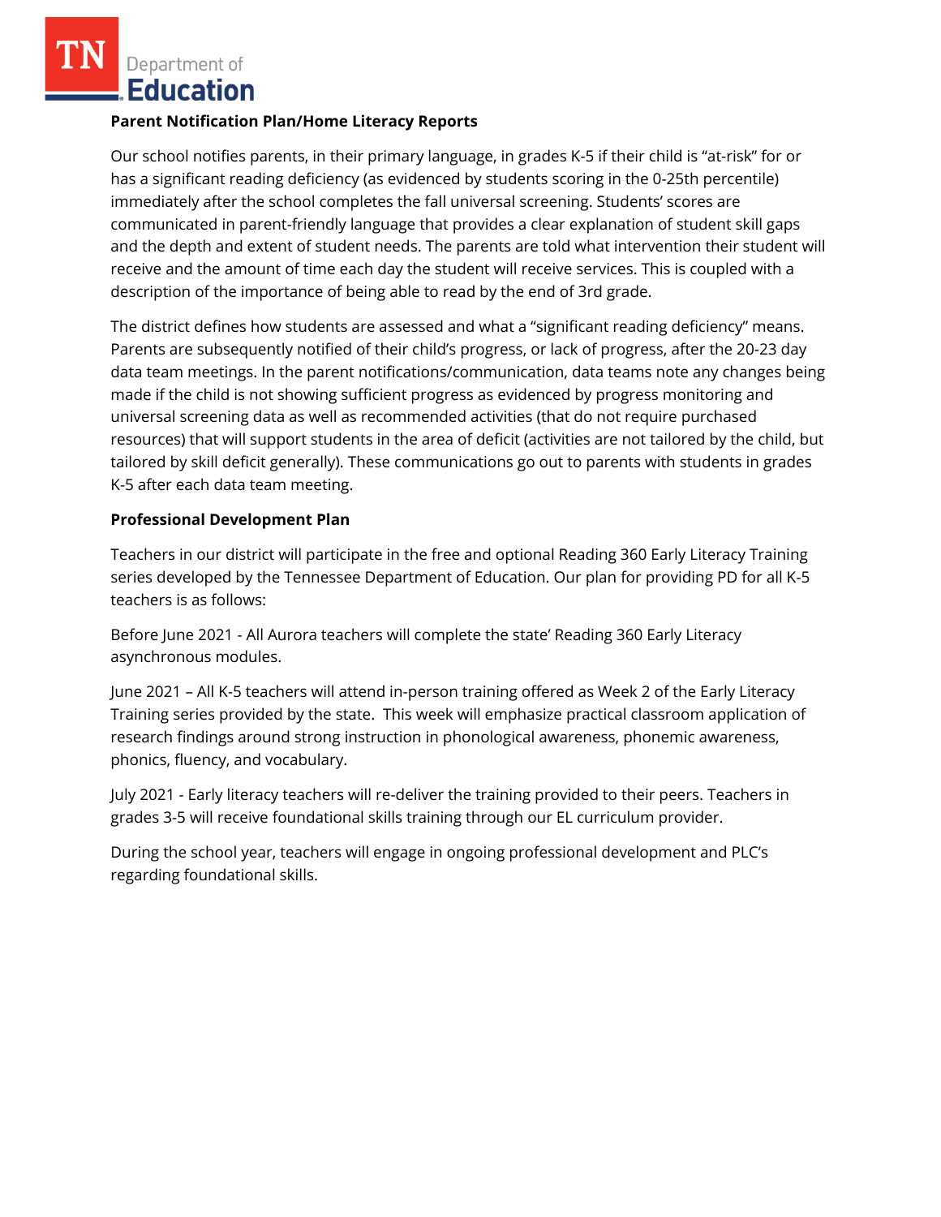**Parent Notification Plan/Home Literacy Reports**

Our school notifies parents, in their primary language, in grades K-5 if their child is "at-risk" for or has a significant reading deficiency (as evidenced by students scoring in the 0-25th percentile) immediately after the school completes the fall universal screening. Students' scores are communicated in parent-friendly language that provides a clear explanation of student skill gaps and the depth and extent of student needs. The parents are told what intervention their student will receive and the amount of time each day the student will receive services. This is coupled with a description of the importance of being able to read by the end of 3rd grade.

The district defines how students are assessed and what a "significant reading deficiency" means. Parents are subsequently notified of their child's progress, or lack of progress, after the 20-23 day data team meetings. In the parent notifications/communication, data teams note any changes being made if the child is not showing sufficient progress as evidenced by progress monitoring and universal screening data as well as recommended activities (that do not require purchased resources) that will support students in the area of deficit (activities are not tailored by the child, but tailored by skill deficit generally). These communications go out to parents with students in grades K-5 after each data team meeting.

**Professional Development Plan**

Teachers in our district will participate in the free and optional Reading 360 Early Literacy Training series developed by the Tennessee Department of Education. Our plan for providing PD for all K-5 teachers is as follows:

Before June 2021 - All Aurora teachers will complete the state' Reading 360 Early Literacy asynchronous modules.

June 2021 – All K-5 teachers will attend in-person training offered as Week 2 of the Early Literacy Training series provided by the state. This week will emphasize practical classroom application of research findings around strong instruction in phonological awareness, phonemic awareness, phonics, fluency, and vocabulary.

July 2021 - Early literacy teachers will re-deliver the training provided to their peers. Teachers in grades 3-5 will receive foundational skills training through our EL curriculum provider.

During the school year, teachers will engage in ongoing professional development and PLC's regarding foundational skills.